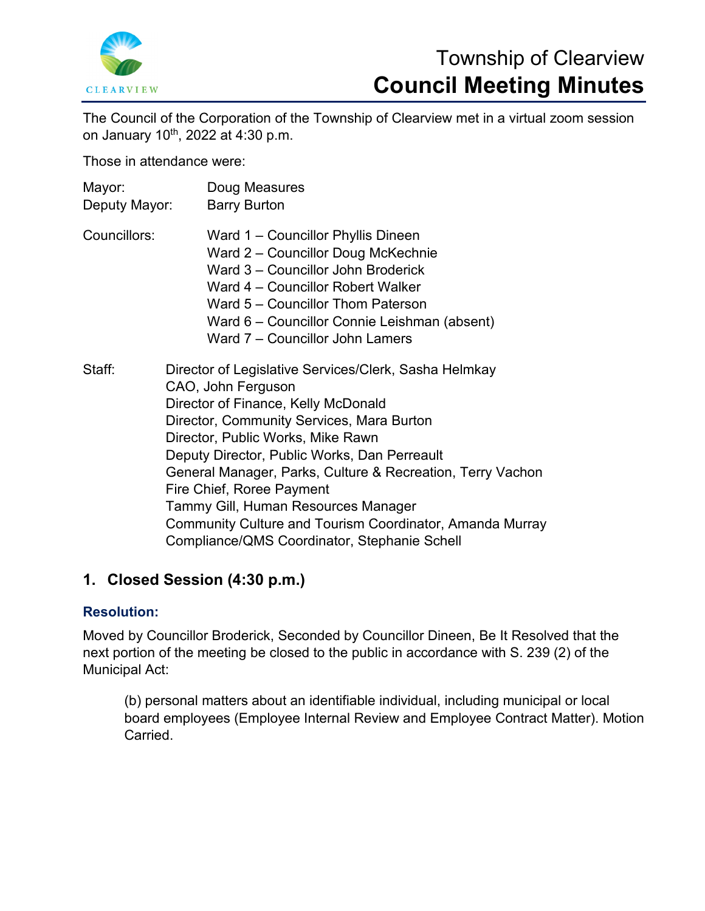# Township of Clearview
# Council Meeting Minutes

The Council of the Corporation of the Township of Clearview met in a virtual zoom session on January 10th, 2022 at 4:30 p.m.

Those in attendance were:

Mayor: Doug Measures
Deputy Mayor: Barry Burton

Councillors:
Ward 1 – Councillor Phyllis Dineen
Ward 2 – Councillor Doug McKechnie
Ward 3 – Councillor John Broderick
Ward 4 – Councillor Robert Walker
Ward 5 – Councillor Thom Paterson
Ward 6 – Councillor Connie Leishman (absent)
Ward 7 – Councillor John Lamers

Staff:
Director of Legislative Services/Clerk, Sasha Helmkay
CAO, John Ferguson
Director of Finance, Kelly McDonald
Director, Community Services, Mara Burton
Director, Public Works, Mike Rawn
Deputy Director, Public Works, Dan Perreault
General Manager, Parks, Culture & Recreation, Terry Vachon
Fire Chief, Roree Payment
Tammy Gill, Human Resources Manager
Community Culture and Tourism Coordinator, Amanda Murray
Compliance/QMS Coordinator, Stephanie Schell

## 1. Closed Session (4:30 p.m.)

### Resolution:

Moved by Councillor Broderick, Seconded by Councillor Dineen, Be It Resolved that the next portion of the meeting be closed to the public in accordance with S. 239 (2) of the Municipal Act:

> (b) personal matters about an identifiable individual, including municipal or local board employees (Employee Internal Review and Employee Contract Matter). Motion Carried.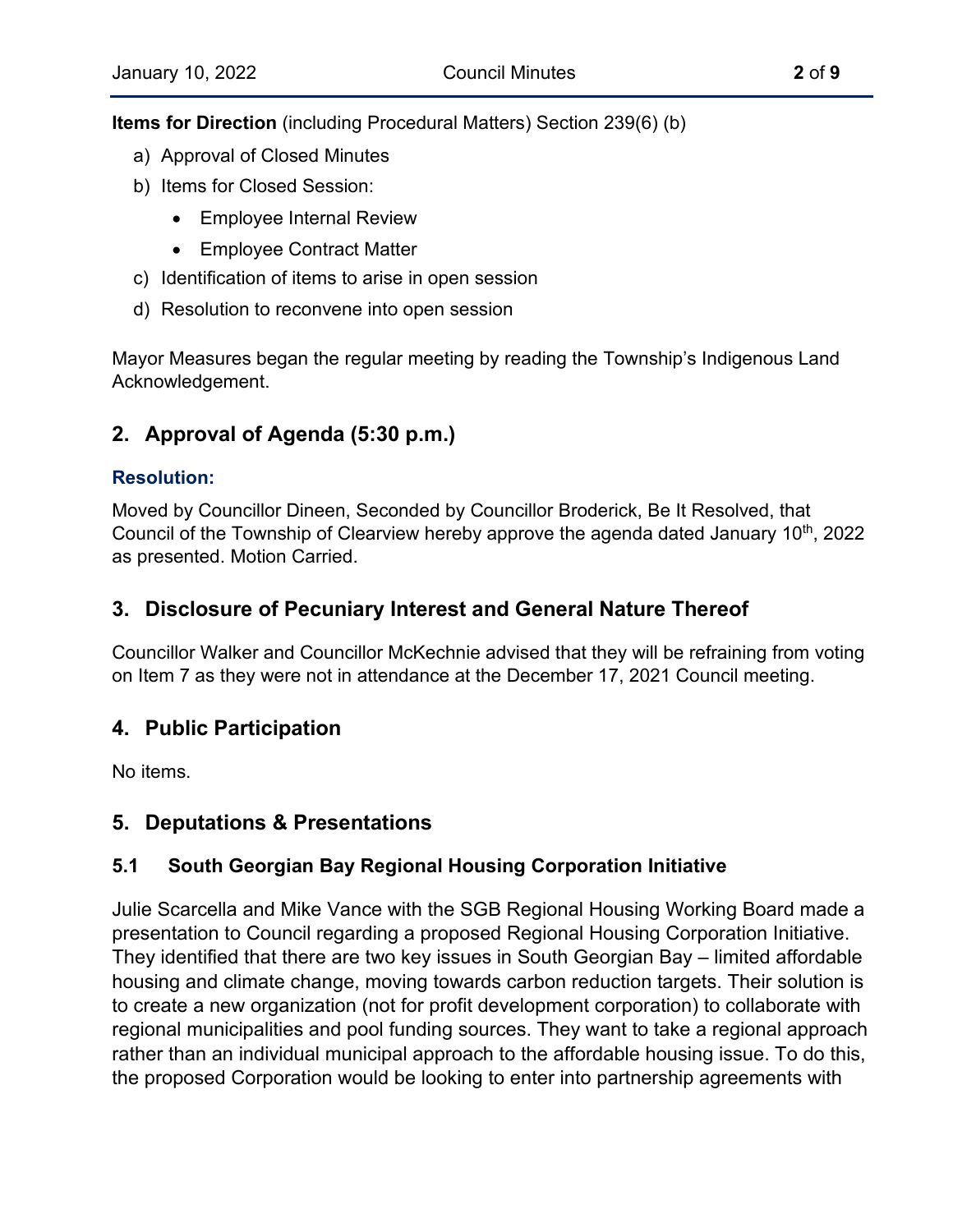**Items for Direction** (including Procedural Matters) Section 239(6) (b)

a) Approval of Closed Minutes

b) Items for Closed Session:

- Employee Internal Review
- Employee Contract Matter

c) Identification of items to arise in open session

d) Resolution to reconvene into open session

Mayor Measures began the regular meeting by reading the Township's Indigenous Land Acknowledgement.

## 2. Approval of Agenda (5:30 p.m.)

### Resolution:

Moved by Councillor Dineen, Seconded by Councillor Broderick, Be It Resolved, that Council of the Township of Clearview hereby approve the agenda dated January 10th, 2022 as presented. Motion Carried.

## 3. Disclosure of Pecuniary Interest and General Nature Thereof

Councillor Walker and Councillor McKechnie advised that they will be refraining from voting on Item 7 as they were not in attendance at the December 17, 2021 Council meeting.

## 4. Public Participation

No items.

## 5. Deputations & Presentations

### 5.1 South Georgian Bay Regional Housing Corporation Initiative

Julie Scarcella and Mike Vance with the SGB Regional Housing Working Board made a presentation to Council regarding a proposed Regional Housing Corporation Initiative. They identified that there are two key issues in South Georgian Bay – limited affordable housing and climate change, moving towards carbon reduction targets. Their solution is to create a new organization (not for profit development corporation) to collaborate with regional municipalities and pool funding sources. They want to take a regional approach rather than an individual municipal approach to the affordable housing issue. To do this, the proposed Corporation would be looking to enter into partnership agreements with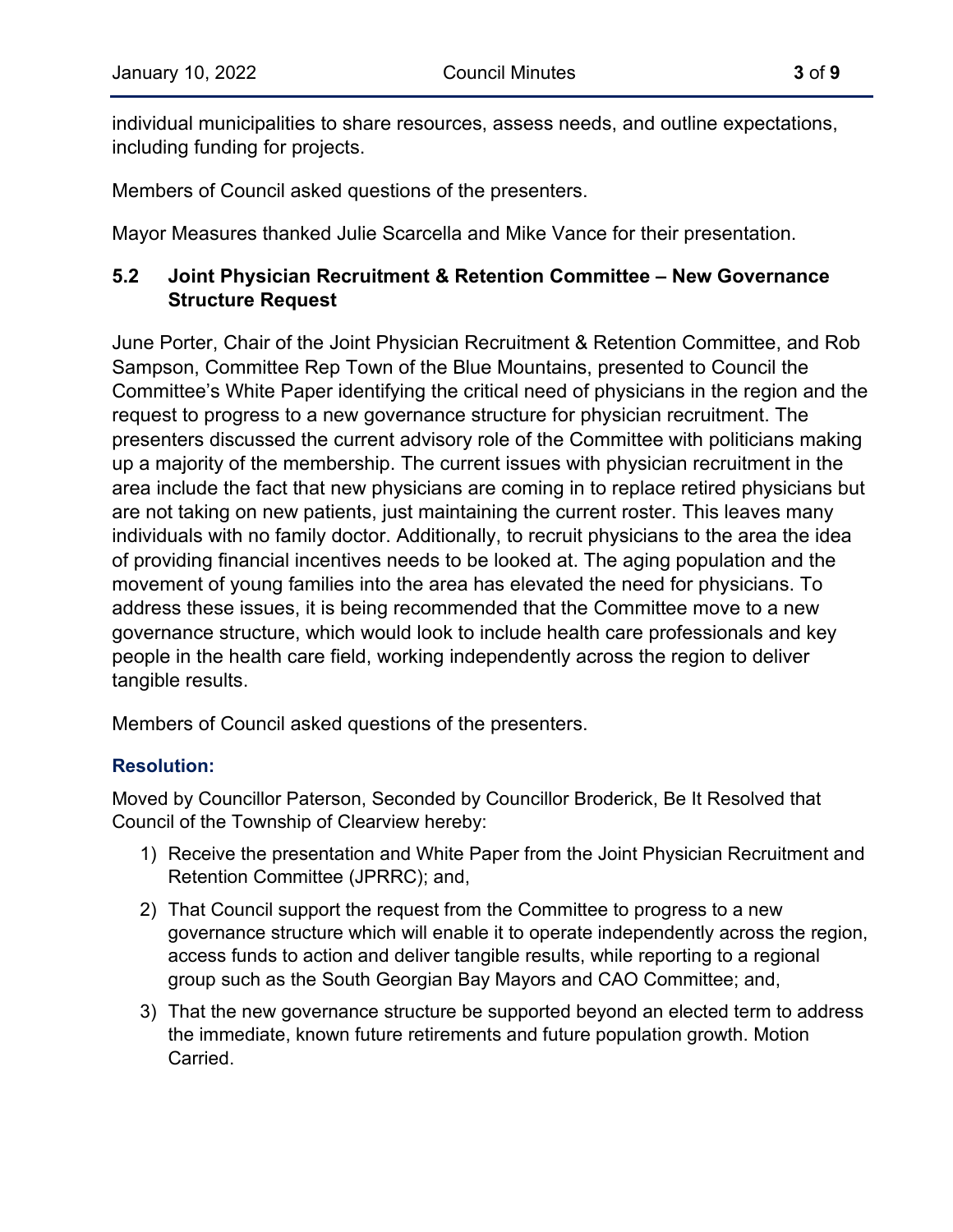individual municipalities to share resources, assess needs, and outline expectations, including funding for projects.

Members of Council asked questions of the presenters.

Mayor Measures thanked Julie Scarcella and Mike Vance for their presentation.

### 5.2 Joint Physician Recruitment & Retention Committee – New Governance Structure Request

June Porter, Chair of the Joint Physician Recruitment & Retention Committee, and Rob Sampson, Committee Rep Town of the Blue Mountains, presented to Council the Committee's White Paper identifying the critical need of physicians in the region and the request to progress to a new governance structure for physician recruitment. The presenters discussed the current advisory role of the Committee with politicians making up a majority of the membership. The current issues with physician recruitment in the area include the fact that new physicians are coming in to replace retired physicians but are not taking on new patients, just maintaining the current roster. This leaves many individuals with no family doctor. Additionally, to recruit physicians to the area the idea of providing financial incentives needs to be looked at. The aging population and the movement of young families into the area has elevated the need for physicians. To address these issues, it is being recommended that the Committee move to a new governance structure, which would look to include health care professionals and key people in the health care field, working independently across the region to deliver tangible results.

Members of Council asked questions of the presenters.

**Resolution:**

Moved by Councillor Paterson, Seconded by Councillor Broderick, Be It Resolved that Council of the Township of Clearview hereby:

1) Receive the presentation and White Paper from the Joint Physician Recruitment and Retention Committee (JPRRC); and,
2) That Council support the request from the Committee to progress to a new governance structure which will enable it to operate independently across the region, access funds to action and deliver tangible results, while reporting to a regional group such as the South Georgian Bay Mayors and CAO Committee; and,
3) That the new governance structure be supported beyond an elected term to address the immediate, known future retirements and future population growth. Motion Carried.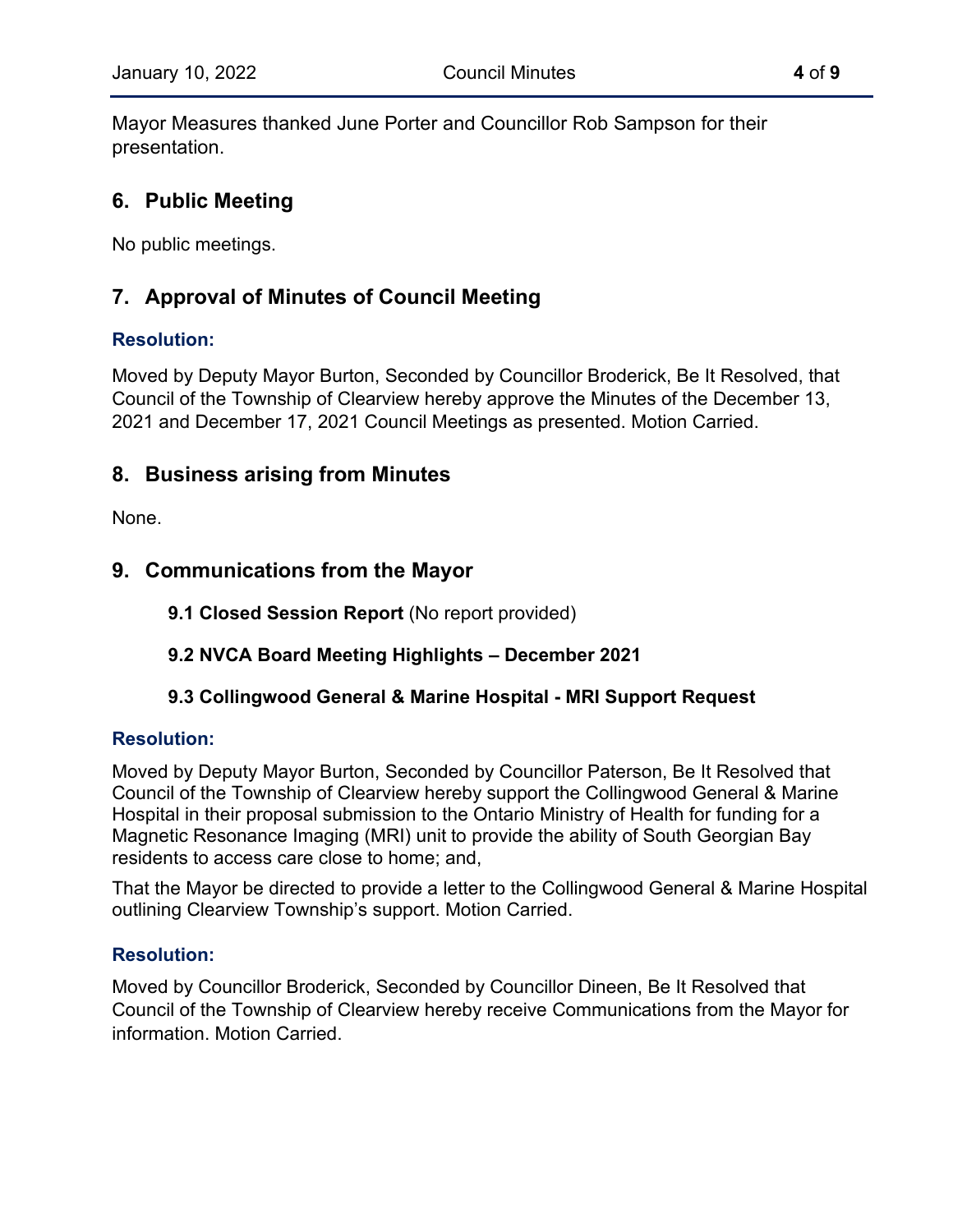Mayor Measures thanked June Porter and Councillor Rob Sampson for their presentation.

## 6. Public Meeting

No public meetings.

## 7. Approval of Minutes of Council Meeting

### Resolution:

Moved by Deputy Mayor Burton, Seconded by Councillor Broderick, Be It Resolved, that Council of the Township of Clearview hereby approve the Minutes of the December 13, 2021 and December 17, 2021 Council Meetings as presented. Motion Carried.

## 8. Business arising from Minutes

None.

## 9. Communications from the Mayor

**9.1 Closed Session Report** (No report provided)

**9.2 NVCA Board Meeting Highlights – December 2021**

**9.3 Collingwood General & Marine Hospital - MRI Support Request**

### Resolution:

Moved by Deputy Mayor Burton, Seconded by Councillor Paterson, Be It Resolved that Council of the Township of Clearview hereby support the Collingwood General & Marine Hospital in their proposal submission to the Ontario Ministry of Health for funding for a Magnetic Resonance Imaging (MRI) unit to provide the ability of South Georgian Bay residents to access care close to home; and,

That the Mayor be directed to provide a letter to the Collingwood General & Marine Hospital outlining Clearview Township's support. Motion Carried.

### Resolution:

Moved by Councillor Broderick, Seconded by Councillor Dineen, Be It Resolved that Council of the Township of Clearview hereby receive Communications from the Mayor for information. Motion Carried.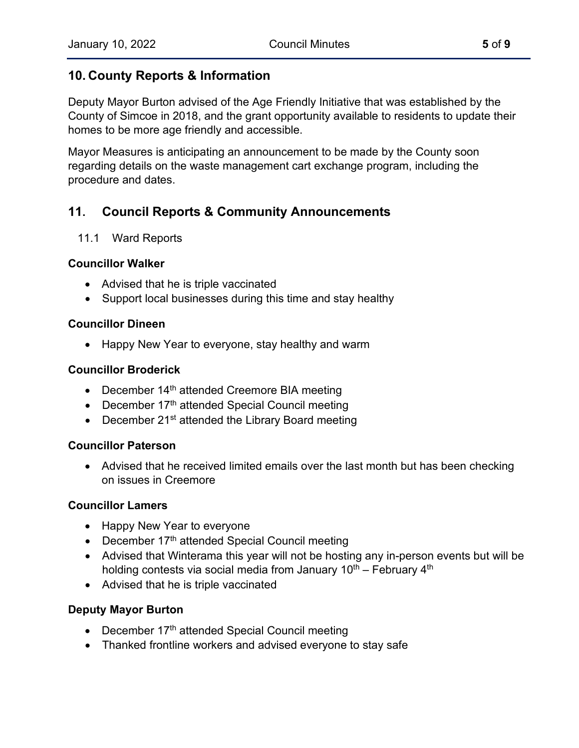## 10. County Reports & Information

Deputy Mayor Burton advised of the Age Friendly Initiative that was established by the County of Simcoe in 2018, and the grant opportunity available to residents to update their homes to be more age friendly and accessible.

Mayor Measures is anticipating an announcement to be made by the County soon regarding details on the waste management cart exchange program, including the procedure and dates.

## 11. Council Reports & Community Announcements

### 11.1 Ward Reports

**Councillor Walker**

- Advised that he is triple vaccinated
- Support local businesses during this time and stay healthy

**Councillor Dineen**

- Happy New Year to everyone, stay healthy and warm

**Councillor Broderick**

- December 14th attended Creemore BIA meeting
- December 17th attended Special Council meeting
- December 21st attended the Library Board meeting

**Councillor Paterson**

- Advised that he received limited emails over the last month but has been checking on issues in Creemore

**Councillor Lamers**

- Happy New Year to everyone
- December 17th attended Special Council meeting
- Advised that Winterama this year will not be hosting any in-person events but will be holding contests via social media from January 10th – February 4th
- Advised that he is triple vaccinated

**Deputy Mayor Burton**

- December 17th attended Special Council meeting
- Thanked frontline workers and advised everyone to stay safe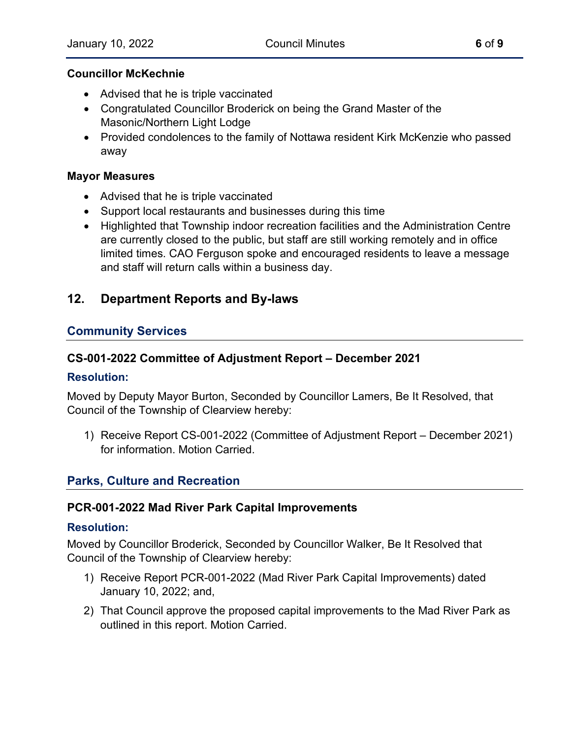**Councillor McKechnie**

- Advised that he is triple vaccinated
- Congratulated Councillor Broderick on being the Grand Master of the Masonic/Northern Light Lodge
- Provided condolences to the family of Nottawa resident Kirk McKenzie who passed away

**Mayor Measures**

- Advised that he is triple vaccinated
- Support local restaurants and businesses during this time
- Highlighted that Township indoor recreation facilities and the Administration Centre are currently closed to the public, but staff are still working remotely and in office limited times. CAO Ferguson spoke and encouraged residents to leave a message and staff will return calls within a business day.

## 12. Department Reports and By-laws

### Community Services

#### CS-001-2022 Committee of Adjustment Report – December 2021

**Resolution:**

Moved by Deputy Mayor Burton, Seconded by Councillor Lamers, Be It Resolved, that Council of the Township of Clearview hereby:

1) Receive Report CS-001-2022 (Committee of Adjustment Report – December 2021) for information. Motion Carried.

### Parks, Culture and Recreation

#### PCR-001-2022 Mad River Park Capital Improvements

**Resolution:**

Moved by Councillor Broderick, Seconded by Councillor Walker, Be It Resolved that Council of the Township of Clearview hereby:

1) Receive Report PCR-001-2022 (Mad River Park Capital Improvements) dated January 10, 2022; and,
2) That Council approve the proposed capital improvements to the Mad River Park as outlined in this report. Motion Carried.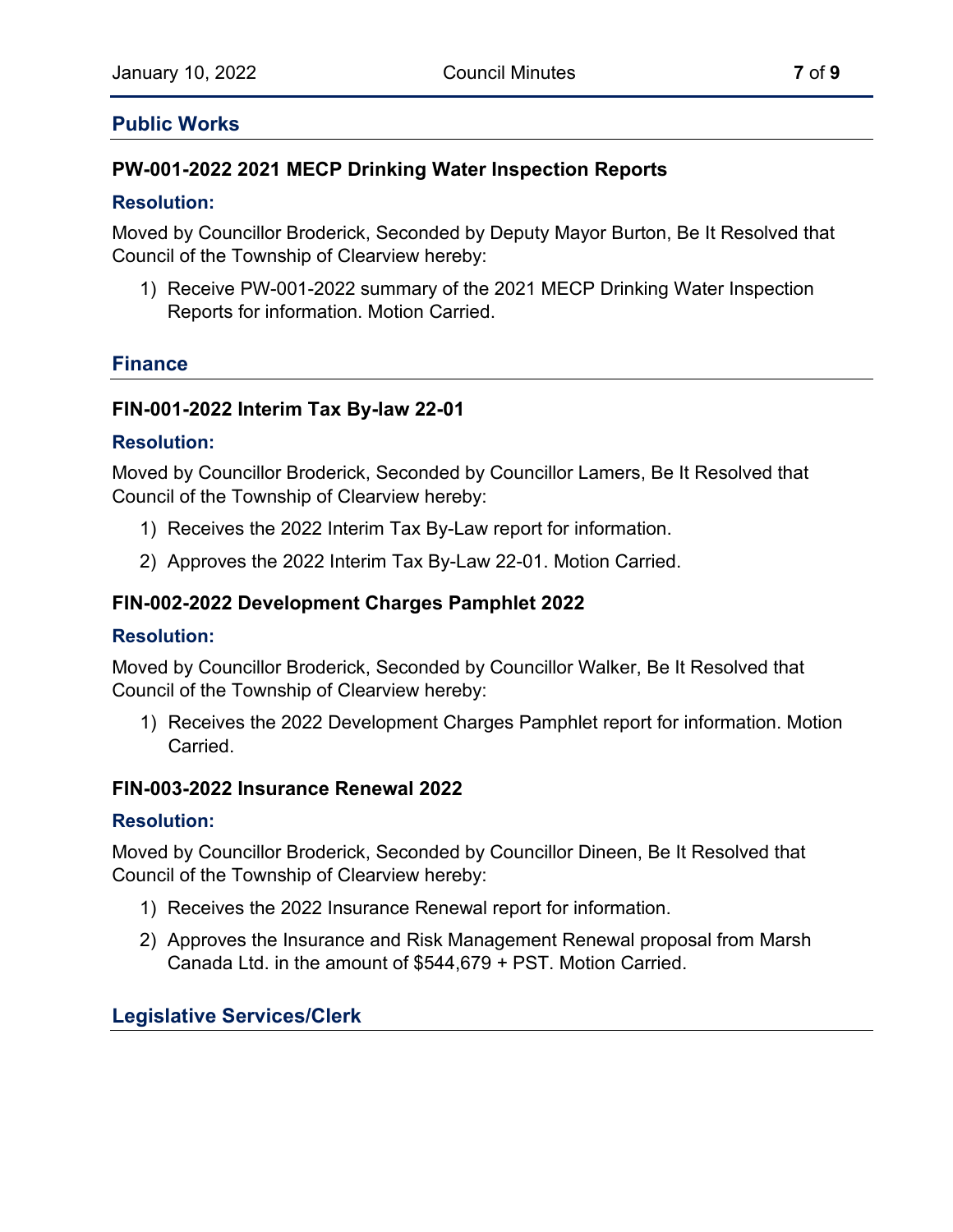## Public Works

### PW-001-2022 2021 MECP Drinking Water Inspection Reports

**Resolution:**

Moved by Councillor Broderick, Seconded by Deputy Mayor Burton, Be It Resolved that Council of the Township of Clearview hereby:

1) Receive PW-001-2022 summary of the 2021 MECP Drinking Water Inspection Reports for information. Motion Carried.

## Finance

### FIN-001-2022 Interim Tax By-law 22-01

**Resolution:**

Moved by Councillor Broderick, Seconded by Councillor Lamers, Be It Resolved that Council of the Township of Clearview hereby:

1) Receives the 2022 Interim Tax By-Law report for information.
2) Approves the 2022 Interim Tax By-Law 22-01. Motion Carried.

### FIN-002-2022 Development Charges Pamphlet 2022

**Resolution:**

Moved by Councillor Broderick, Seconded by Councillor Walker, Be It Resolved that Council of the Township of Clearview hereby:

1) Receives the 2022 Development Charges Pamphlet report for information. Motion Carried.

### FIN-003-2022 Insurance Renewal 2022

**Resolution:**

Moved by Councillor Broderick, Seconded by Councillor Dineen, Be It Resolved that Council of the Township of Clearview hereby:

1) Receives the 2022 Insurance Renewal report for information.
2) Approves the Insurance and Risk Management Renewal proposal from Marsh Canada Ltd. in the amount of $544,679 + PST. Motion Carried.

## Legislative Services/Clerk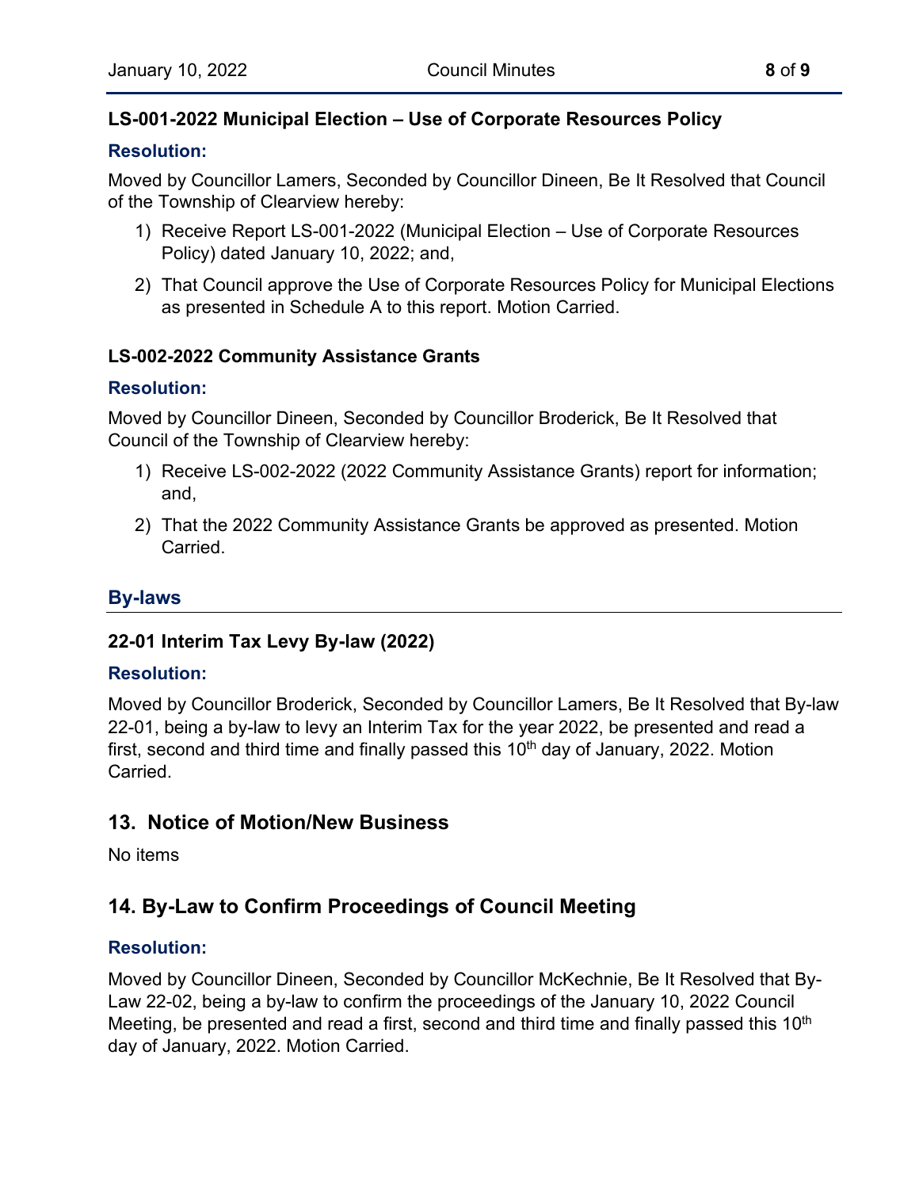### LS-001-2022 Municipal Election – Use of Corporate Resources Policy

#### Resolution:

Moved by Councillor Lamers, Seconded by Councillor Dineen, Be It Resolved that Council of the Township of Clearview hereby:

1) Receive Report LS-001-2022 (Municipal Election – Use of Corporate Resources Policy) dated January 10, 2022; and,
2) That Council approve the Use of Corporate Resources Policy for Municipal Elections as presented in Schedule A to this report. Motion Carried.

### LS-002-2022 Community Assistance Grants

#### Resolution:

Moved by Councillor Dineen, Seconded by Councillor Broderick, Be It Resolved that Council of the Township of Clearview hereby:

1) Receive LS-002-2022 (2022 Community Assistance Grants) report for information; and,
2) That the 2022 Community Assistance Grants be approved as presented. Motion Carried.

## By-laws

### 22-01 Interim Tax Levy By-law (2022)

#### Resolution:

Moved by Councillor Broderick, Seconded by Councillor Lamers, Be It Resolved that By-law 22-01, being a by-law to levy an Interim Tax for the year 2022, be presented and read a first, second and third time and finally passed this 10th day of January, 2022. Motion Carried.

## 13. Notice of Motion/New Business

No items

## 14. By-Law to Confirm Proceedings of Council Meeting

#### Resolution:

Moved by Councillor Dineen, Seconded by Councillor McKechnie, Be It Resolved that By-Law 22-02, being a by-law to confirm the proceedings of the January 10, 2022 Council Meeting, be presented and read a first, second and third time and finally passed this 10th day of January, 2022. Motion Carried.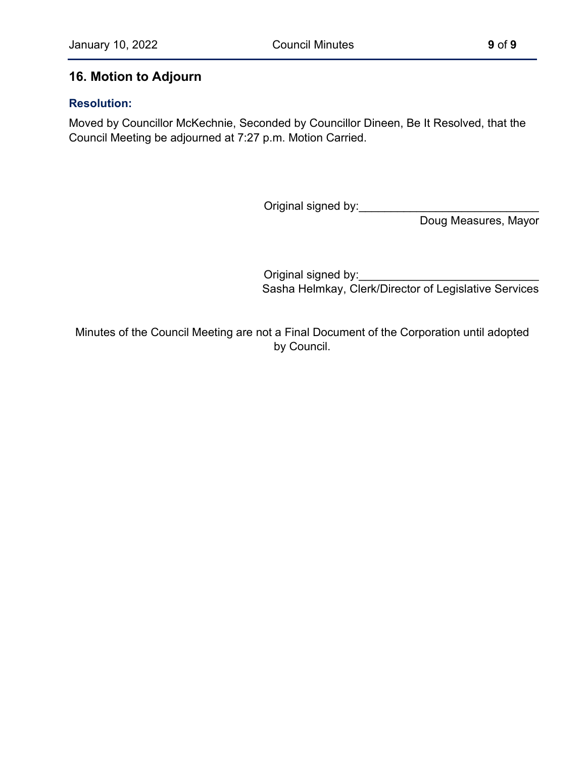## 16. Motion to Adjourn

### Resolution:

Moved by Councillor McKechnie, Seconded by Councillor Dineen, Be It Resolved, that the Council Meeting be adjourned at 7:27 p.m. Motion Carried.

Original signed by:\_\_\_\_\_\_\_\_\_\_\_\_\_\_\_\_\_\_\_\_\_\_\_\_\_\_\_\_
Doug Measures, Mayor

Original signed by:\_\_\_\_\_\_\_\_\_\_\_\_\_\_\_\_\_\_\_\_\_\_\_\_\_\_\_\_
Sasha Helmkay, Clerk/Director of Legislative Services

Minutes of the Council Meeting are not a Final Document of the Corporation until adopted by Council.